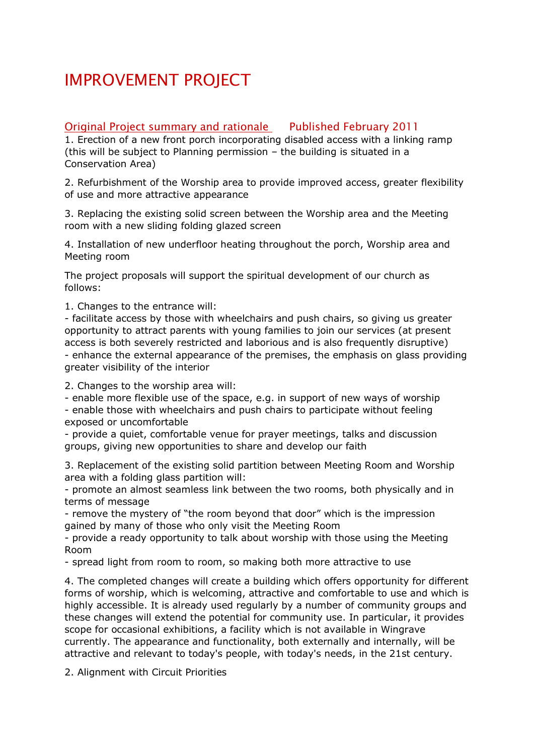# IMPROVEMENT PROJECT

## Original Project summary and rationale    Published February 2011

1. Erection of a new front porch incorporating disabled access with a linking ramp (this will be subject to Planning permission – the building is situated in a Conservation Area)

2. Refurbishment of the Worship area to provide improved access, greater flexibility of use and more attractive appearance

3. Replacing the existing solid screen between the Worship area and the Meeting room with a new sliding folding glazed screen

4. Installation of new underfloor heating throughout the porch, Worship area and Meeting room

The project proposals will support the spiritual development of our church as follows:

1. Changes to the entrance will:
- facilitate access by those with wheelchairs and push chairs, so giving us greater opportunity to attract parents with young families to join our services (at present access is both severely restricted and laborious and is also frequently disruptive)
- enhance the external appearance of the premises, the emphasis on glass providing greater visibility of the interior

2. Changes to the worship area will:
- enable more flexible use of the space, e.g. in support of new ways of worship
- enable those with wheelchairs and push chairs to participate without feeling exposed or uncomfortable
- provide a quiet, comfortable venue for prayer meetings, talks and discussion groups, giving new opportunities to share and develop our faith

3. Replacement of the existing solid partition between Meeting Room and Worship area with a folding glass partition will:
- promote an almost seamless link between the two rooms, both physically and in terms of message
- remove the mystery of "the room beyond that door" which is the impression gained by many of those who only visit the Meeting Room
- provide a ready opportunity to talk about worship with those using the Meeting Room
- spread light from room to room, so making both more attractive to use

4. The completed changes will create a building which offers opportunity for different forms of worship, which is welcoming, attractive and comfortable to use and which is highly accessible. It is already used regularly by a number of community groups and these changes will extend the potential for community use. In particular, it provides scope for occasional exhibitions, a facility which is not available in Wingrave currently. The appearance and functionality, both externally and internally, will be attractive and relevant to today's people, with today's needs, in the 21st century.

2. Alignment with Circuit Priorities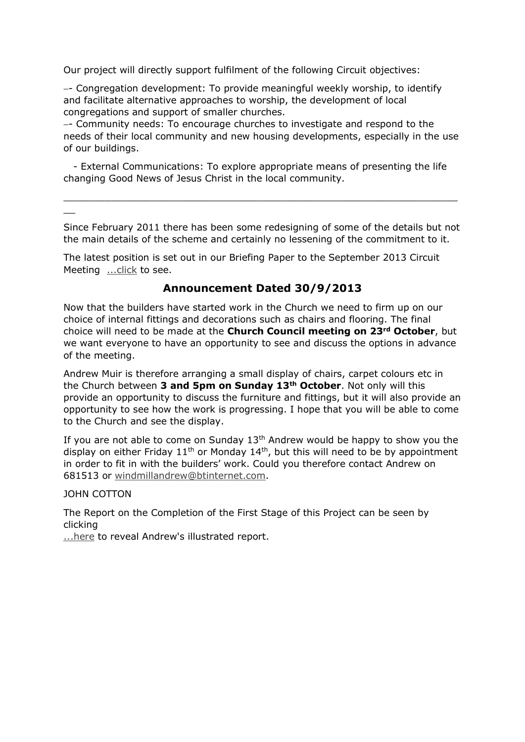Our project will directly support fulfilment of the following Circuit objectives:

–- Congregation development: To provide meaningful weekly worship, to identify and facilitate alternative approaches to worship, the development of local congregations and support of smaller churches.
–- Community needs: To encourage churches to investigate and respond to the needs of their local community and new housing developments, especially in the use of our buildings.

- External Communications: To explore appropriate means of presenting the life changing Good News of Jesus Christ in the local community.

---

Since February 2011 there has been some redesigning of some of the details but not the main details of the scheme and certainly no lessening of the commitment to it.

The latest position is set out in our Briefing Paper to the September 2013 Circuit Meeting ...click to see.

## Announcement Dated 30/9/2013

Now that the builders have started work in the Church we need to firm up on our choice of internal fittings and decorations such as chairs and flooring. The final choice will need to be made at the **Church Council meeting on 23rd October**, but we want everyone to have an opportunity to see and discuss the options in advance of the meeting.

Andrew Muir is therefore arranging a small display of chairs, carpet colours etc in the Church between **3 and 5pm on Sunday 13th October**. Not only will this provide an opportunity to discuss the furniture and fittings, but it will also provide an opportunity to see how the work is progressing. I hope that you will be able to come to the Church and see the display.

If you are not able to come on Sunday 13th Andrew would be happy to show you the display on either Friday 11th or Monday 14th, but this will need to be by appointment in order to fit in with the builders' work. Could you therefore contact Andrew on 681513 or windmillandrew@btinternet.com.

JOHN COTTON

The Report on the Completion of the First Stage of this Project can be seen by clicking
...here to reveal Andrew's illustrated report.